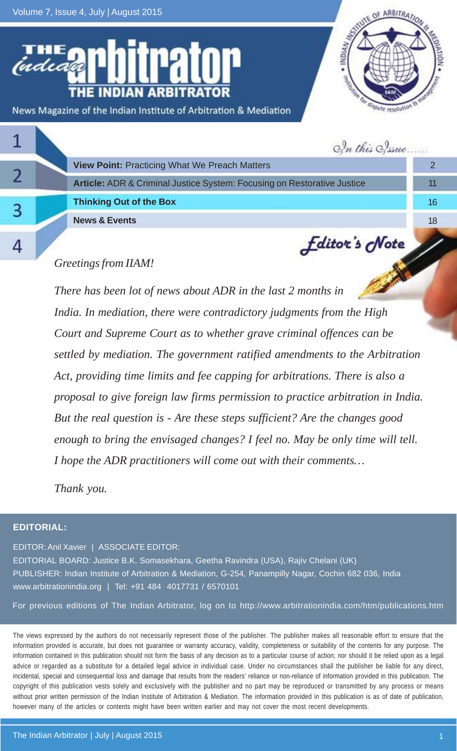Volume 7, Issue 4, July | August 2015

# The Indian Arbitrator

News Magazine of the Indian Institute of Arbitration & Mediation

*In this Issue......*

| | |
|---|---|
| **View Point:** Practicing What We Preach Matters | 2 |
| **Article:** ADR & Criminal Justice System: Focusing on Restorative Justice | 11 |
| **Thinking Out of the Box** | 16 |
| **News & Events** | 18 |

## Editor's Note

*Greetings from IIAM!*

*There has been lot of news about ADR in the last 2 months in India. In mediation, there were contradictory judgments from the High Court and Supreme Court as to whether grave criminal offences can be settled by mediation. The government ratified amendments to the Arbitration Act, providing time limits and fee capping for arbitrations. There is also a proposal to give foreign law firms permission to practice arbitration in India. But the real question is - Are these steps sufficient? Are the changes good enough to bring the envisaged changes? I feel no. May be only time will tell. I hope the ADR practitioners will come out with their comments…*

*Thank you.*

**EDITORIAL:**

EDITOR: Anil Xavier | ASSOCIATE EDITOR:

EDITORIAL BOARD: Justice B.K. Somasekhara, Geetha Ravindra (USA), Rajiv Chelani (UK)

PUBLISHER: Indian Institute of Arbitration & Mediation, G-254, Panampilly Nagar, Cochin 682 036, India

www.arbitrationindia.org | Tel: +91 484 4017731 / 6570101

For previous editions of The Indian Arbitrator, log on to http://www.arbitrationindia.com/htm/publications.htm

The views expressed by the authors do not necessarily represent those of the publisher. The publisher makes all reasonable effort to ensure that the information provided is accurate, but does not guarantee or warranty accuracy, validity, completeness or suitability of the contents for any purpose. The information contained in this publication should not form the basis of any decision as to a particular course of action; nor should it be relied upon as a legal advice or regarded as a substitute for a detailed legal advice in individual case. Under no circumstances shall the publisher be liable for any direct, incidental, special and consequential loss and damage that results from the readers' reliance or non-reliance of information provided in this publication. The copyright of this publication vests solely and exclusively with the publisher and no part may be reproduced or transmitted by any process or means without prior written permission of the Indian Institute of Arbitration & Mediation. The information provided in this publication is as of date of publication, however many of the articles or contents might have been written earlier and may not cover the most recent developments.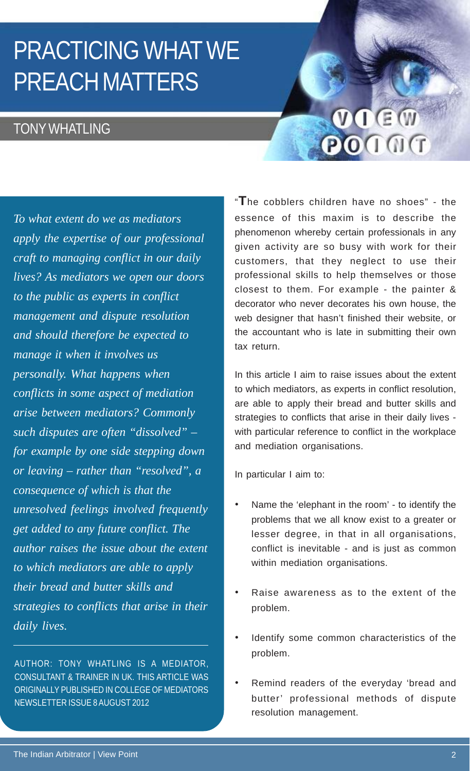# PRACTICING WHAT WE PREACH MATTERS

## TONY WHATLING

VIEW POINT

*To what extent do we as mediators apply the expertise of our professional craft to managing conflict in our daily lives? As mediators we open our doors to the public as experts in conflict management and dispute resolution and should therefore be expected to manage it when it involves us personally. What happens when conflicts in some aspect of mediation arise between mediators? Commonly such disputes are often "dissolved" – for example by one side stepping down or leaving – rather than "resolved", a consequence of which is that the unresolved feelings involved frequently get added to any future conflict. The author raises the issue about the extent to which mediators are able to apply their bread and butter skills and strategies to conflicts that arise in their daily lives.*

AUTHOR: TONY WHATLING IS A MEDIATOR, CONSULTANT & TRAINER IN UK. THIS ARTICLE WAS ORIGINALLY PUBLISHED IN COLLEGE OF MEDIATORS NEWSLETTER ISSUE 8 AUGUST 2012

"The cobblers children have no shoes" - the essence of this maxim is to describe the phenomenon whereby certain professionals in any given activity are so busy with work for their customers, that they neglect to use their professional skills to help themselves or those closest to them. For example - the painter & decorator who never decorates his own house, the web designer that hasn't finished their website, or the accountant who is late in submitting their own tax return.

In this article I aim to raise issues about the extent to which mediators, as experts in conflict resolution, are able to apply their bread and butter skills and strategies to conflicts that arise in their daily lives - with particular reference to conflict in the workplace and mediation organisations.

In particular I aim to:

- Name the 'elephant in the room' - to identify the problems that we all know exist to a greater or lesser degree, in that in all organisations, conflict is inevitable - and is just as common within mediation organisations.
- Raise awareness as to the extent of the problem.
- Identify some common characteristics of the problem.
- Remind readers of the everyday 'bread and butter' professional methods of dispute resolution management.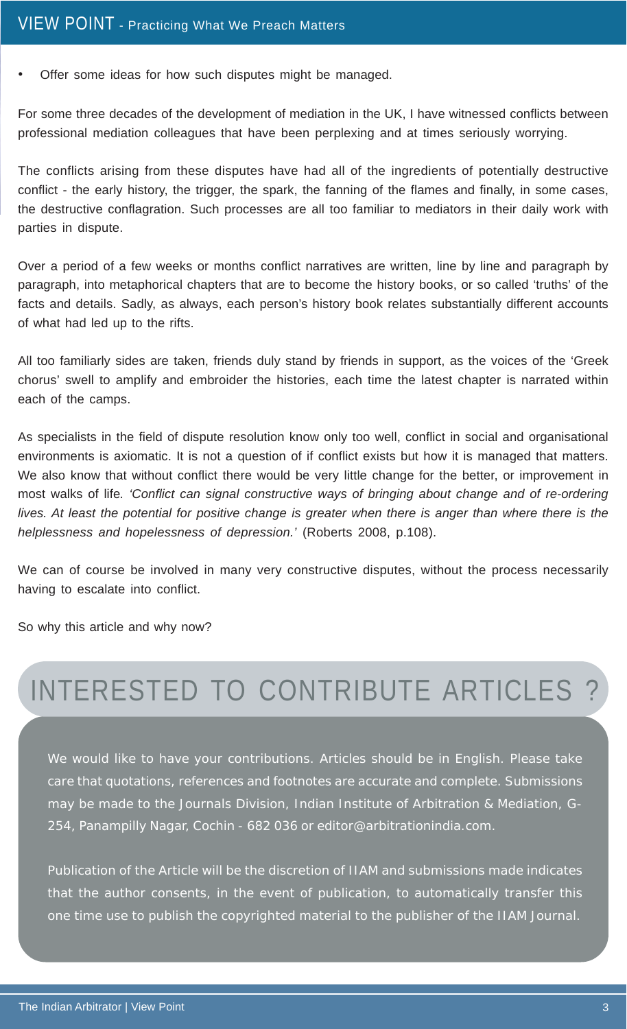- Offer some ideas for how such disputes might be managed.

For some three decades of the development of mediation in the UK, I have witnessed conflicts between professional mediation colleagues that have been perplexing and at times seriously worrying.

The conflicts arising from these disputes have had all of the ingredients of potentially destructive conflict - the early history, the trigger, the spark, the fanning of the flames and finally, in some cases, the destructive conflagration. Such processes are all too familiar to mediators in their daily work with parties in dispute.

Over a period of a few weeks or months conflict narratives are written, line by line and paragraph by paragraph, into metaphorical chapters that are to become the history books, or so called 'truths' of the facts and details. Sadly, as always, each person's history book relates substantially different accounts of what had led up to the rifts.

All too familiarly sides are taken, friends duly stand by friends in support, as the voices of the 'Greek chorus' swell to amplify and embroider the histories, each time the latest chapter is narrated within each of the camps.

As specialists in the field of dispute resolution know only too well, conflict in social and organisational environments is axiomatic. It is not a question of if conflict exists but how it is managed that matters. We also know that without conflict there would be very little change for the better, or improvement in most walks of life. *'Conflict can signal constructive ways of bringing about change and of re-ordering lives. At least the potential for positive change is greater when there is anger than where there is the helplessness and hopelessness of depression.'* (Roberts 2008, p.108).

We can of course be involved in many very constructive disputes, without the process necessarily having to escalate into conflict.

So why this article and why now?

## INTERESTED TO CONTRIBUTE ARTICLES ?

We would like to have your contributions. Articles should be in English. Please take care that quotations, references and footnotes are accurate and complete. Submissions may be made to the Journals Division, Indian Institute of Arbitration & Mediation, G-254, Panampilly Nagar, Cochin - 682 036 or editor@arbitrationindia.com.

Publication of the Article will be the discretion of IIAM and submissions made indicates that the author consents, in the event of publication, to automatically transfer this one time use to publish the copyrighted material to the publisher of the IIAM Journal.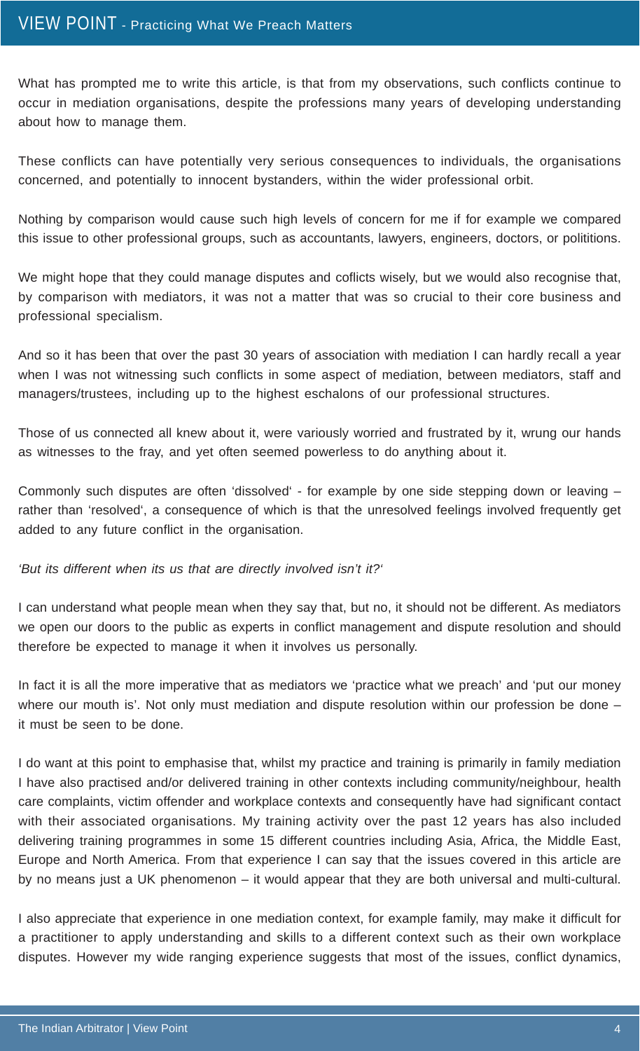## VIEW POINT - Practicing What We Preach Matters

What has prompted me to write this article, is that from my observations, such conflicts continue to occur in mediation organisations, despite the professions many years of developing understanding about how to manage them.

These conflicts can have potentially very serious consequences to individuals, the organisations concerned, and potentially to innocent bystanders, within the wider professional orbit.

Nothing by comparison would cause such high levels of concern for me if for example we compared this issue to other professional groups, such as accountants, lawyers, engineers, doctors, or polititions.

We might hope that they could manage disputes and coflicts wisely, but we would also recognise that, by comparison with mediators, it was not a matter that was so crucial to their core business and professional specialism.

And so it has been that over the past 30 years of association with mediation I can hardly recall a year when I was not witnessing such conflicts in some aspect of mediation, between mediators, staff and managers/trustees, including up to the highest eschalons of our professional structures.

Those of us connected all knew about it, were variously worried and frustrated by it, wrung our hands as witnesses to the fray, and yet often seemed powerless to do anything about it.

Commonly such disputes are often 'dissolved' - for example by one side stepping down or leaving – rather than 'resolved', a consequence of which is that the unresolved feelings involved frequently get added to any future conflict in the organisation.

*'But its different when its us that are directly involved isn't it?'*

I can understand what people mean when they say that, but no, it should not be different. As mediators we open our doors to the public as experts in conflict management and dispute resolution and should therefore be expected to manage it when it involves us personally.

In fact it is all the more imperative that as mediators we 'practice what we preach' and 'put our money where our mouth is'. Not only must mediation and dispute resolution within our profession be done – it must be seen to be done.

I do want at this point to emphasise that, whilst my practice and training is primarily in family mediation I have also practised and/or delivered training in other contexts including community/neighbour, health care complaints, victim offender and workplace contexts and consequently have had significant contact with their associated organisations. My training activity over the past 12 years has also included delivering training programmes in some 15 different countries including Asia, Africa, the Middle East, Europe and North America. From that experience I can say that the issues covered in this article are by no means just a UK phenomenon – it would appear that they are both universal and multi-cultural.

I also appreciate that experience in one mediation context, for example family, may make it difficult for a practitioner to apply understanding and skills to a different context such as their own workplace disputes. However my wide ranging experience suggests that most of the issues, conflict dynamics,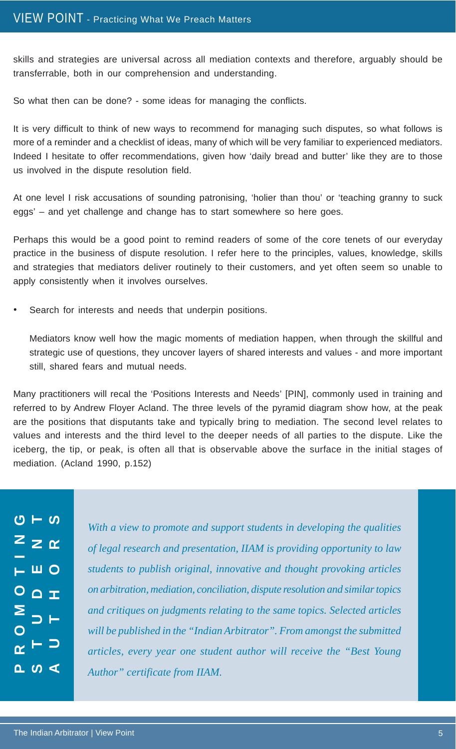skills and strategies are universal across all mediation contexts and therefore, arguably should be transferrable, both in our comprehension and understanding.

So what then can be done? - some ideas for managing the conflicts.

It is very difficult to think of new ways to recommend for managing such disputes, so what follows is more of a reminder and a checklist of ideas, many of which will be very familiar to experienced mediators. Indeed I hesitate to offer recommendations, given how 'daily bread and butter' like they are to those us involved in the dispute resolution field.

At one level I risk accusations of sounding patronising, 'holier than thou' or 'teaching granny to suck eggs' – and yet challenge and change has to start somewhere so here goes.

Perhaps this would be a good point to remind readers of some of the core tenets of our everyday practice in the business of dispute resolution. I refer here to the principles, values, knowledge, skills and strategies that mediators deliver routinely to their customers, and yet often seem so unable to apply consistently when it involves ourselves.

- Search for interests and needs that underpin positions.

  Mediators know well how the magic moments of mediation happen, when through the skillful and strategic use of questions, they uncover layers of shared interests and values - and more important still, shared fears and mutual needs.

Many practitioners will recal the 'Positions Interests and Needs' [PIN], commonly used in training and referred to by Andrew Floyer Acland. The three levels of the pyramid diagram show how, at the peak are the positions that disputants take and typically bring to mediation. The second level relates to values and interests and the third level to the deeper needs of all parties to the dispute. Like the iceberg, the tip, or peak, is often all that is observable above the surface in the initial stages of mediation. (Acland 1990, p.152)

**PROMOTING STUDENT AUTHORS**

*With a view to promote and support students in developing the qualities of legal research and presentation, IIAM is providing opportunity to law students to publish original, innovative and thought provoking articles on arbitration, mediation, conciliation, dispute resolution and similar topics and critiques on judgments relating to the same topics. Selected articles will be published in the "Indian Arbitrator". From amongst the submitted articles, every year one student author will receive the "Best Young Author" certificate from IIAM.*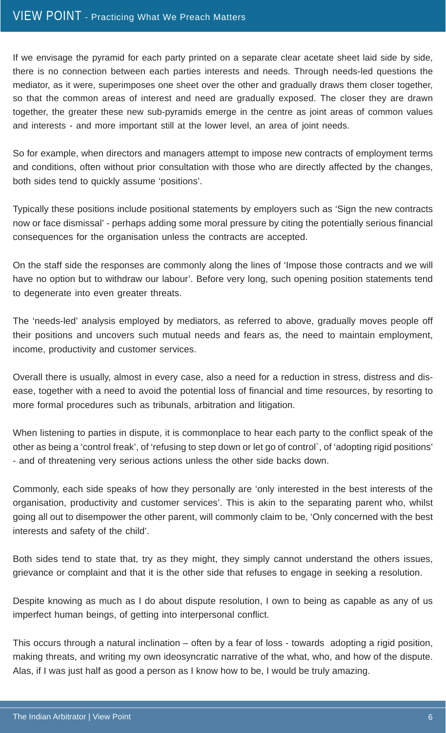## VIEW POINT - Practicing What We Preach Matters

If we envisage the pyramid for each party printed on a separate clear acetate sheet laid side by side, there is no connection between each parties interests and needs. Through needs-led questions the mediator, as it were, superimposes one sheet over the other and gradually draws them closer together, so that the common areas of interest and need are gradually exposed. The closer they are drawn together, the greater these new sub-pyramids emerge in the centre as joint areas of common values and interests - and more important still at the lower level, an area of joint needs.

So for example, when directors and managers attempt to impose new contracts of employment terms and conditions, often without prior consultation with those who are directly affected by the changes, both sides tend to quickly assume 'positions'.

Typically these positions include positional statements by employers such as 'Sign the new contracts now or face dismissal' - perhaps adding some moral pressure by citing the potentially serious financial consequences for the organisation unless the contracts are accepted.

On the staff side the responses are commonly along the lines of 'Impose those contracts and we will have no option but to withdraw our labour'. Before very long, such opening position statements tend to degenerate into even greater threats.

The 'needs-led' analysis employed by mediators, as referred to above, gradually moves people off their positions and uncovers such mutual needs and fears as, the need to maintain employment, income, productivity and customer services.

Overall there is usually, almost in every case, also a need for a reduction in stress, distress and dis-ease, together with a need to avoid the potential loss of financial and time resources, by resorting to more formal procedures such as tribunals, arbitration and litigation.

When listening to parties in dispute, it is commonplace to hear each party to the conflict speak of the other as being a 'control freak', of 'refusing to step down or let go of control`, of 'adopting rigid positions' - and of threatening very serious actions unless the other side backs down.

Commonly, each side speaks of how they personally are 'only interested in the best interests of the organisation, productivity and customer services'. This is akin to the separating parent who, whilst going all out to disempower the other parent, will commonly claim to be, 'Only concerned with the best interests and safety of the child'.

Both sides tend to state that, try as they might, they simply cannot understand the others issues, grievance or complaint and that it is the other side that refuses to engage in seeking a resolution.

Despite knowing as much as I do about dispute resolution, I own to being as capable as any of us imperfect human beings, of getting into interpersonal conflict.

This occurs through a natural inclination – often by a fear of loss - towards adopting a rigid position, making threats, and writing my own ideosyncratic narrative of the what, who, and how of the dispute. Alas, if I was just half as good a person as I know how to be, I would be truly amazing.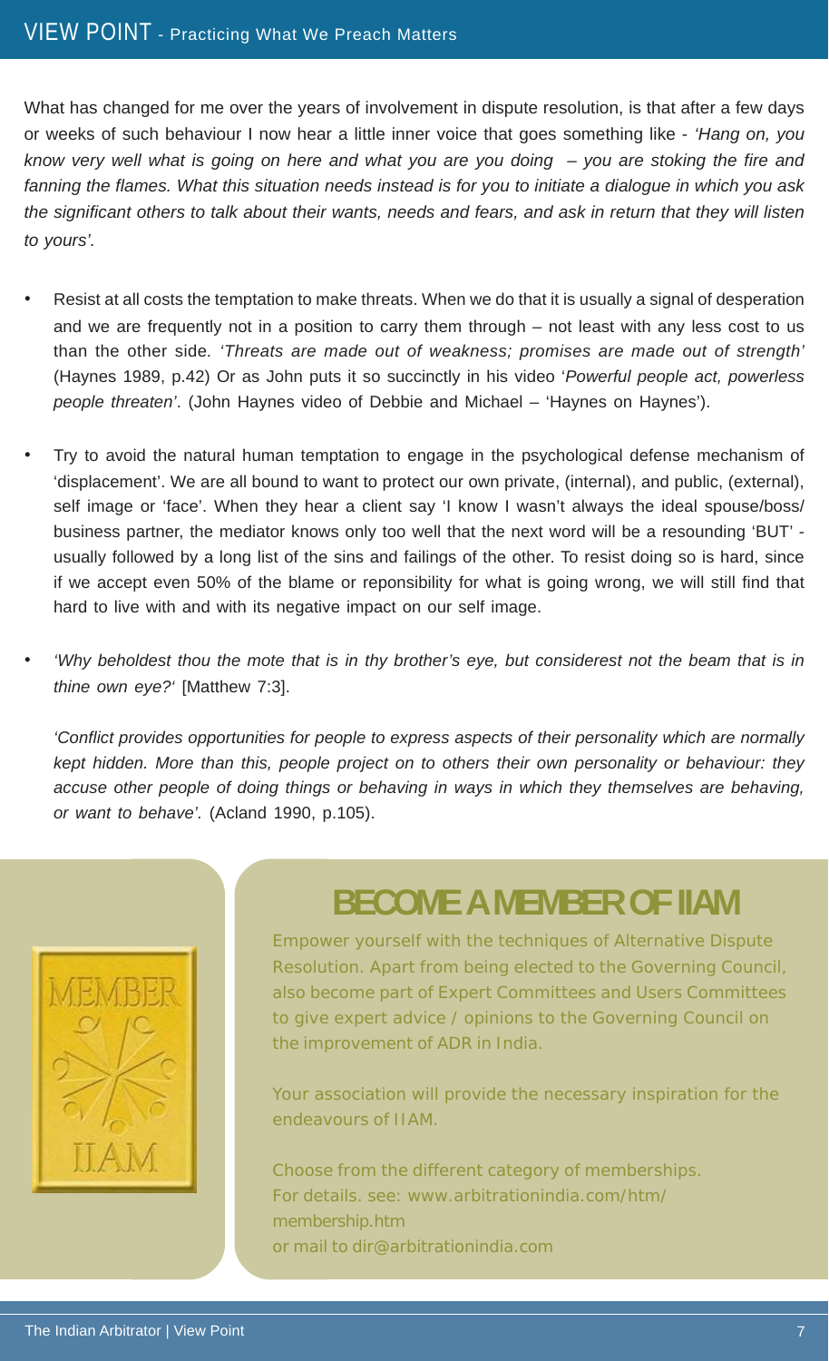What has changed for me over the years of involvement in dispute resolution, is that after a few days or weeks of such behaviour I now hear a little inner voice that goes something like - *'Hang on, you know very well what is going on here and what you are you doing – you are stoking the fire and fanning the flames. What this situation needs instead is for you to initiate a dialogue in which you ask the significant others to talk about their wants, needs and fears, and ask in return that they will listen to yours'.*

- Resist at all costs the temptation to make threats. When we do that it is usually a signal of desperation and we are frequently not in a position to carry them through – not least with any less cost to us than the other side. *'Threats are made out of weakness; promises are made out of strength'* (Haynes 1989, p.42) Or as John puts it so succinctly in his video '*Powerful people act, powerless people threaten'*. (John Haynes video of Debbie and Michael – 'Haynes on Haynes').

- Try to avoid the natural human temptation to engage in the psychological defense mechanism of 'displacement'. We are all bound to want to protect our own private, (internal), and public, (external), self image or 'face'. When they hear a client say 'I know I wasn't always the ideal spouse/boss/ business partner, the mediator knows only too well that the next word will be a resounding 'BUT' - usually followed by a long list of the sins and failings of the other. To resist doing so is hard, since if we accept even 50% of the blame or reponsibility for what is going wrong, we will still find that hard to live with and with its negative impact on our self image.

- *'Why beholdest thou the mote that is in thy brother's eye, but considerest not the beam that is in thine own eye?'* [Matthew 7:3].

  *'Conflict provides opportunities for people to express aspects of their personality which are normally kept hidden. More than this, people project on to others their own personality or behaviour: they accuse other people of doing things or behaving in ways in which they themselves are behaving, or want to behave'.* (Acland 1990, p.105).

## BECOME A MEMBER OF IIAM

Empower yourself with the techniques of Alternative Dispute Resolution. Apart from being elected to the Governing Council, also become part of Expert Committees and Users Committees to give expert advice / opinions to the Governing Council on the improvement of ADR in India.

Your association will provide the necessary inspiration for the endeavours of IIAM.

Choose from the different category of memberships.
For details. see: www.arbitrationindia.com/htm/membership.htm
or mail to dir@arbitrationindia.com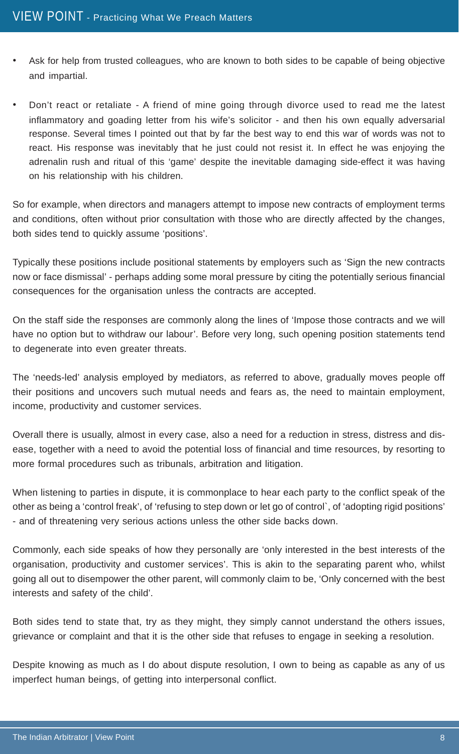- Ask for help from trusted colleagues, who are known to both sides to be capable of being objective and impartial.
- Don't react or retaliate - A friend of mine going through divorce used to read me the latest inflammatory and goading letter from his wife's solicitor - and then his own equally adversarial response. Several times I pointed out that by far the best way to end this war of words was not to react. His response was inevitably that he just could not resist it. In effect he was enjoying the adrenalin rush and ritual of this 'game' despite the inevitable damaging side-effect it was having on his relationship with his children.

So for example, when directors and managers attempt to impose new contracts of employment terms and conditions, often without prior consultation with those who are directly affected by the changes, both sides tend to quickly assume 'positions'.

Typically these positions include positional statements by employers such as 'Sign the new contracts now or face dismissal' - perhaps adding some moral pressure by citing the potentially serious financial consequences for the organisation unless the contracts are accepted.

On the staff side the responses are commonly along the lines of 'Impose those contracts and we will have no option but to withdraw our labour'. Before very long, such opening position statements tend to degenerate into even greater threats.

The 'needs-led' analysis employed by mediators, as referred to above, gradually moves people off their positions and uncovers such mutual needs and fears as, the need to maintain employment, income, productivity and customer services.

Overall there is usually, almost in every case, also a need for a reduction in stress, distress and dis-ease, together with a need to avoid the potential loss of financial and time resources, by resorting to more formal procedures such as tribunals, arbitration and litigation.

When listening to parties in dispute, it is commonplace to hear each party to the conflict speak of the other as being a 'control freak', of 'refusing to step down or let go of control`, of 'adopting rigid positions' - and of threatening very serious actions unless the other side backs down.

Commonly, each side speaks of how they personally are 'only interested in the best interests of the organisation, productivity and customer services'. This is akin to the separating parent who, whilst going all out to disempower the other parent, will commonly claim to be, 'Only concerned with the best interests and safety of the child'.

Both sides tend to state that, try as they might, they simply cannot understand the others issues, grievance or complaint and that it is the other side that refuses to engage in seeking a resolution.

Despite knowing as much as I do about dispute resolution, I own to being as capable as any of us imperfect human beings, of getting into interpersonal conflict.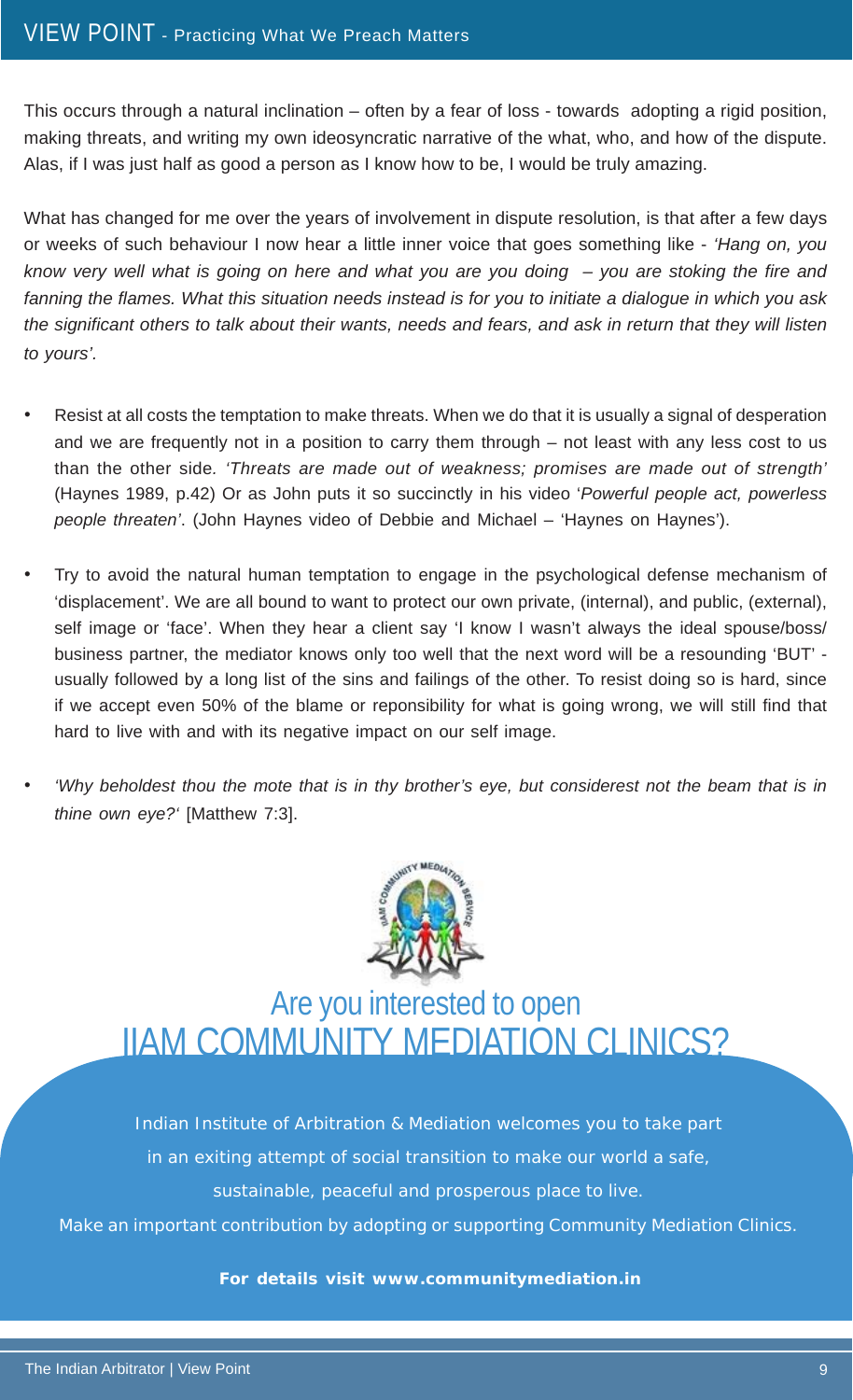This occurs through a natural inclination – often by a fear of loss - towards adopting a rigid position, making threats, and writing my own ideosyncratic narrative of the what, who, and how of the dispute. Alas, if I was just half as good a person as I know how to be, I would be truly amazing.

What has changed for me over the years of involvement in dispute resolution, is that after a few days or weeks of such behaviour I now hear a little inner voice that goes something like - *'Hang on, you know very well what is going on here and what you are you doing – you are stoking the fire and fanning the flames. What this situation needs instead is for you to initiate a dialogue in which you ask the significant others to talk about their wants, needs and fears, and ask in return that they will listen to yours'.*

- Resist at all costs the temptation to make threats. When we do that it is usually a signal of desperation and we are frequently not in a position to carry them through – not least with any less cost to us than the other side. *'Threats are made out of weakness; promises are made out of strength'* (Haynes 1989, p.42) Or as John puts it so succinctly in his video '*Powerful people act, powerless people threaten'*. (John Haynes video of Debbie and Michael – 'Haynes on Haynes').

- Try to avoid the natural human temptation to engage in the psychological defense mechanism of 'displacement'. We are all bound to want to protect our own private, (internal), and public, (external), self image or 'face'. When they hear a client say 'I know I wasn't always the ideal spouse/boss/business partner, the mediator knows only too well that the next word will be a resounding 'BUT' - usually followed by a long list of the sins and failings of the other. To resist doing so is hard, since if we accept even 50% of the blame or reponsibility for what is going wrong, we will still find that hard to live with and with its negative impact on our self image.

- *'Why beholdest thou the mote that is in thy brother's eye, but considerest not the beam that is in thine own eye?'* [Matthew 7:3].

## Are you interested to open IIAM COMMUNITY MEDIATION CLINICS?

Indian Institute of Arbitration & Mediation welcomes you to take part in an exiting attempt of social transition to make our world a safe, sustainable, peaceful and prosperous place to live.

Make an important contribution by adopting or supporting Community Mediation Clinics.

**For details visit www.communitymediation.in**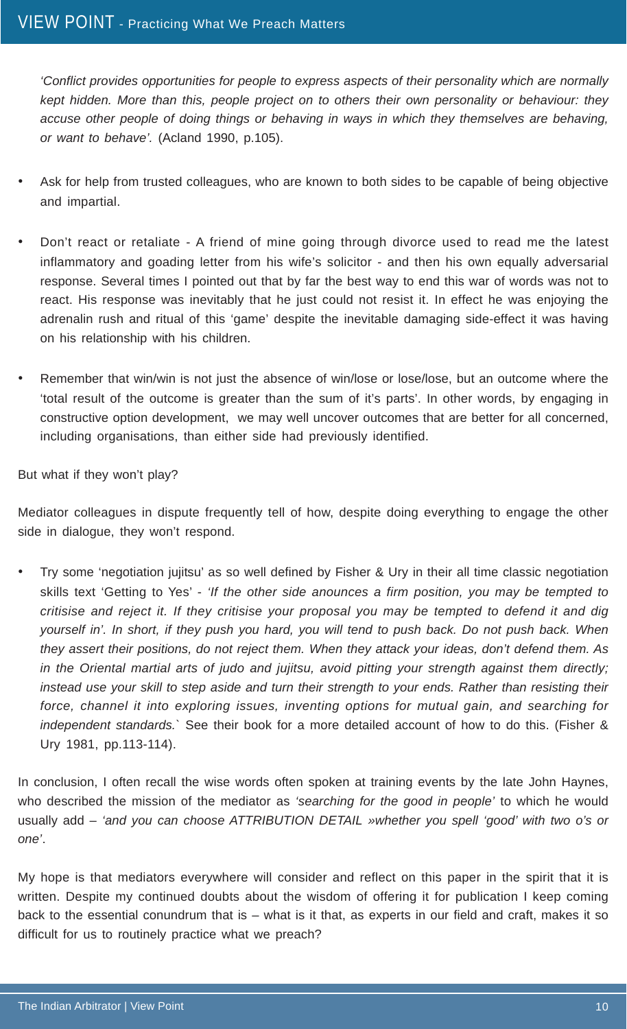*'Conflict provides opportunities for people to express aspects of their personality which are normally kept hidden. More than this, people project on to others their own personality or behaviour: they accuse other people of doing things or behaving in ways in which they themselves are behaving, or want to behave'.* (Acland 1990, p.105).

- Ask for help from trusted colleagues, who are known to both sides to be capable of being objective and impartial.
- Don't react or retaliate - A friend of mine going through divorce used to read me the latest inflammatory and goading letter from his wife's solicitor - and then his own equally adversarial response. Several times I pointed out that by far the best way to end this war of words was not to react. His response was inevitably that he just could not resist it. In effect he was enjoying the adrenalin rush and ritual of this 'game' despite the inevitable damaging side-effect it was having on his relationship with his children.
- Remember that win/win is not just the absence of win/lose or lose/lose, but an outcome where the 'total result of the outcome is greater than the sum of it's parts'. In other words, by engaging in constructive option development, we may well uncover outcomes that are better for all concerned, including organisations, than either side had previously identified.

But what if they won't play?

Mediator colleagues in dispute frequently tell of how, despite doing everything to engage the other side in dialogue, they won't respond.

- Try some 'negotiation jujitsu' as so well defined by Fisher & Ury in their all time classic negotiation skills text 'Getting to Yes' - *'If the other side anounces a firm position, you may be tempted to critisise and reject it. If they critisise your proposal you may be tempted to defend it and dig yourself in'. In short, if they push you hard, you will tend to push back. Do not push back. When they assert their positions, do not reject them. When they attack your ideas, don't defend them. As in the Oriental martial arts of judo and jujitsu, avoid pitting your strength against them directly; instead use your skill to step aside and turn their strength to your ends. Rather than resisting their force, channel it into exploring issues, inventing options for mutual gain, and searching for independent standards.`* See their book for a more detailed account of how to do this. (Fisher & Ury 1981, pp.113-114).

In conclusion, I often recall the wise words often spoken at training events by the late John Haynes, who described the mission of the mediator as *'searching for the good in people'* to which he would usually add – *'and you can choose ATTRIBUTION DETAIL »whether you spell 'good' with two o's or one'*.

My hope is that mediators everywhere will consider and reflect on this paper in the spirit that it is written. Despite my continued doubts about the wisdom of offering it for publication I keep coming back to the essential conundrum that is – what is it that, as experts in our field and craft, makes it so difficult for us to routinely practice what we preach?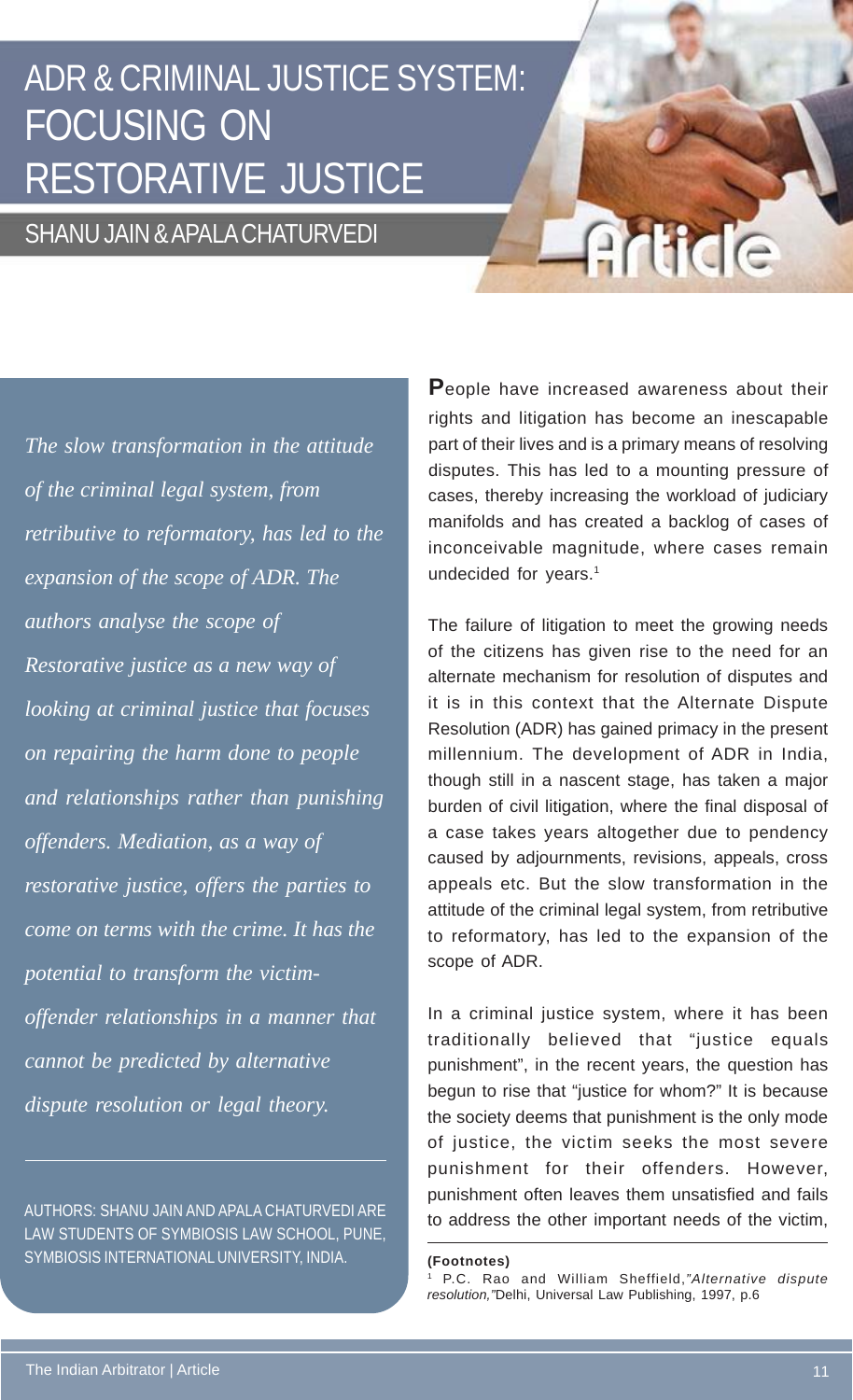# ADR & CRIMINAL JUSTICE SYSTEM: FOCUSING ON RESTORATIVE JUSTICE

## SHANU JAIN & APALA CHATURVEDI

*The slow transformation in the attitude of the criminal legal system, from retributive to reformatory, has led to the expansion of the scope of ADR. The authors analyse the scope of Restorative justice as a new way of looking at criminal justice that focuses on repairing the harm done to people and relationships rather than punishing offenders. Mediation, as a way of restorative justice, offers the parties to come on terms with the crime. It has the potential to transform the victim-offender relationships in a manner that cannot be predicted by alternative dispute resolution or legal theory.*

AUTHORS: SHANU JAIN AND APALA CHATURVEDI ARE LAW STUDENTS OF SYMBIOSIS LAW SCHOOL, PUNE, SYMBIOSIS INTERNATIONAL UNIVERSITY, INDIA.

**P**eople have increased awareness about their rights and litigation has become an inescapable part of their lives and is a primary means of resolving disputes. This has led to a mounting pressure of cases, thereby increasing the workload of judiciary manifolds and has created a backlog of cases of inconceivable magnitude, where cases remain undecided for years.[1]

The failure of litigation to meet the growing needs of the citizens has given rise to the need for an alternate mechanism for resolution of disputes and it is in this context that the Alternate Dispute Resolution (ADR) has gained primacy in the present millennium. The development of ADR in India, though still in a nascent stage, has taken a major burden of civil litigation, where the final disposal of a case takes years altogether due to pendency caused by adjournments, revisions, appeals, cross appeals etc. But the slow transformation in the attitude of the criminal legal system, from retributive to reformatory, has led to the expansion of the scope of ADR.

In a criminal justice system, where it has been traditionally believed that "justice equals punishment", in the recent years, the question has begun to rise that "justice for whom?" It is because the society deems that punishment is the only mode of justice, the victim seeks the most severe punishment for their offenders. However, punishment often leaves them unsatisfied and fails to address the other important needs of the victim,

**(Footnotes)**

[1] P.C. Rao and William Sheffield,*"Alternative dispute resolution,"*Delhi, Universal Law Publishing, 1997, p.6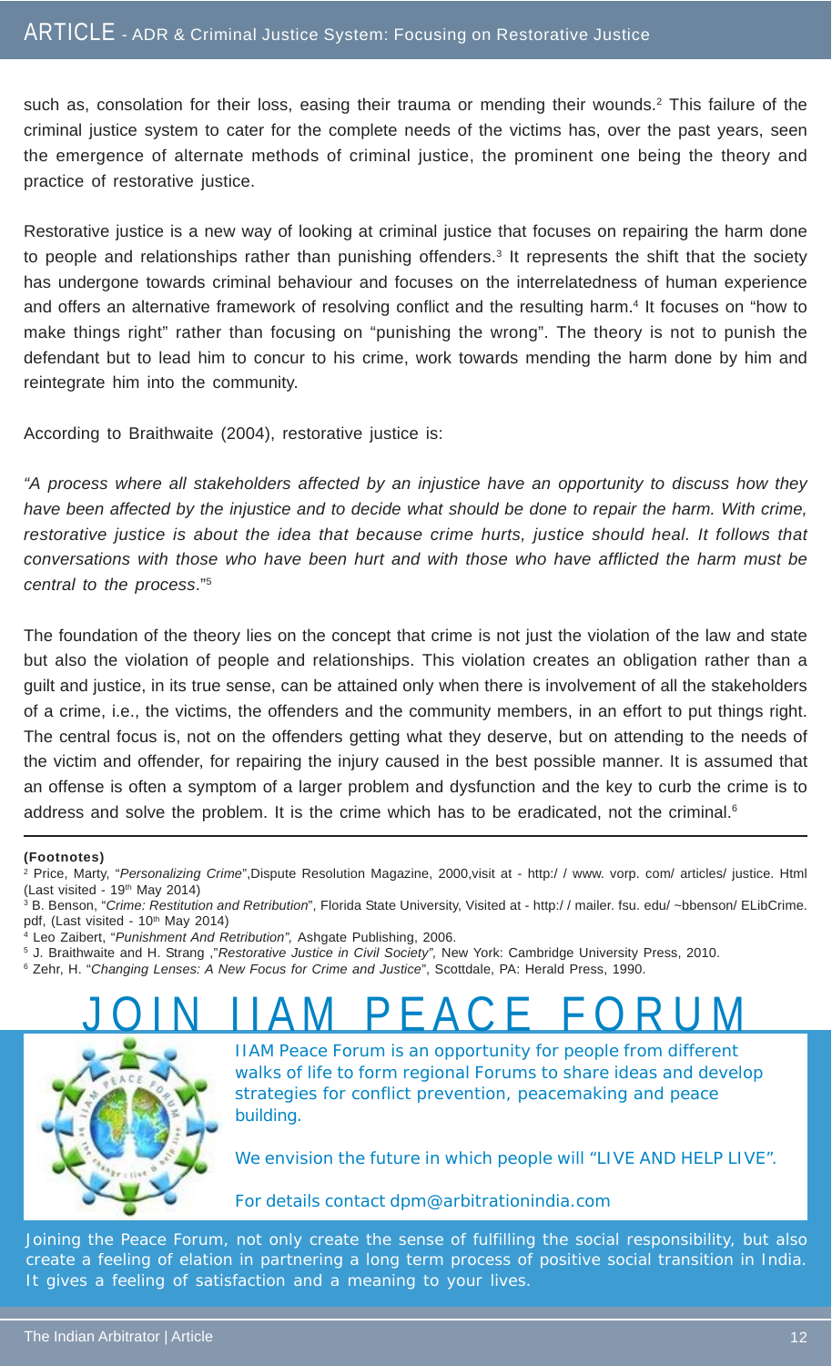such as, consolation for their loss, easing their trauma or mending their wounds.[2] This failure of the criminal justice system to cater for the complete needs of the victims has, over the past years, seen the emergence of alternate methods of criminal justice, the prominent one being the theory and practice of restorative justice.

Restorative justice is a new way of looking at criminal justice that focuses on repairing the harm done to people and relationships rather than punishing offenders.[3] It represents the shift that the society has undergone towards criminal behaviour and focuses on the interrelatedness of human experience and offers an alternative framework of resolving conflict and the resulting harm.[4] It focuses on "how to make things right" rather than focusing on "punishing the wrong". The theory is not to punish the defendant but to lead him to concur to his crime, work towards mending the harm done by him and reintegrate him into the community.

According to Braithwaite (2004), restorative justice is:

*"A process where all stakeholders affected by an injustice have an opportunity to discuss how they have been affected by the injustice and to decide what should be done to repair the harm. With crime, restorative justice is about the idea that because crime hurts, justice should heal. It follows that conversations with those who have been hurt and with those who have afflicted the harm must be central to the process."*[5]

The foundation of the theory lies on the concept that crime is not just the violation of the law and state but also the violation of people and relationships. This violation creates an obligation rather than a guilt and justice, in its true sense, can be attained only when there is involvement of all the stakeholders of a crime, i.e., the victims, the offenders and the community members, in an effort to put things right. The central focus is, not on the offenders getting what they deserve, but on attending to the needs of the victim and offender, for repairing the injury caused in the best possible manner. It is assumed that an offense is often a symptom of a larger problem and dysfunction and the key to curb the crime is to address and solve the problem. It is the crime which has to be eradicated, not the criminal.[6]

**(Footnotes)**

[2] Price, Marty, "*Personalizing Crime*",Dispute Resolution Magazine, 2000,visit at - http:/ / www. vorp. com/ articles/ justice. Html (Last visited - 19th May 2014)

[3] B. Benson, "*Crime: Restitution and Retribution*", Florida State University, Visited at - http:/ / mailer. fsu. edu/ ~bbenson/ ELibCrime. pdf, (Last visited - 10th May 2014)

[4] Leo Zaibert, "*Punishment And Retribution",* Ashgate Publishing, 2006.

[5] J. Braithwaite and H. Strang ,"*Restorative Justice in Civil Society",* New York: Cambridge University Press, 2010.

[6] Zehr, H. "*Changing Lenses: A New Focus for Crime and Justice*", Scottdale, PA: Herald Press, 1990.

# JOIN IIAM PEACE FORUM

IIAM Peace Forum is an opportunity for people from different walks of life to form regional Forums to share ideas and develop strategies for conflict prevention, peacemaking and peace building.

We envision the future in which people will "LIVE AND HELP LIVE".

For details contact dpm@arbitrationindia.com

Joining the Peace Forum, not only create the sense of fulfilling the social responsibility, but also create a feeling of elation in partnering a long term process of positive social transition in India. It gives a feeling of satisfaction and a meaning to your lives.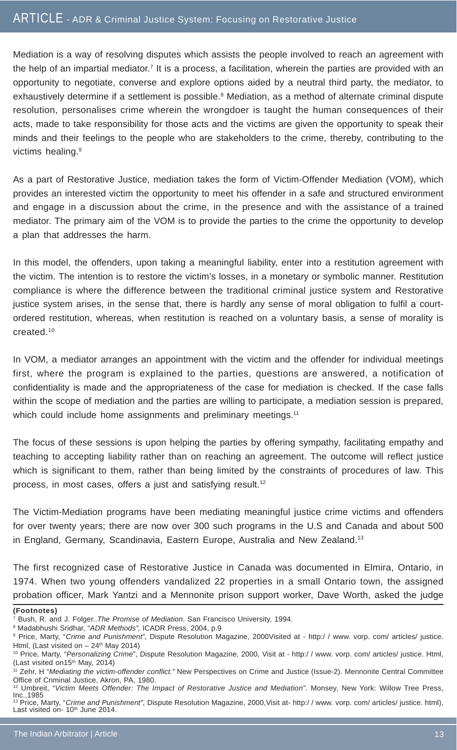Mediation is a way of resolving disputes which assists the people involved to reach an agreement with the help of an impartial mediator.[7] It is a process, a facilitation, wherein the parties are provided with an opportunity to negotiate, converse and explore options aided by a neutral third party, the mediator, to exhaustively determine if a settlement is possible.[8] Mediation, as a method of alternate criminal dispute resolution, personalises crime wherein the wrongdoer is taught the human consequences of their acts, made to take responsibility for those acts and the victims are given the opportunity to speak their minds and their feelings to the people who are stakeholders to the crime, thereby, contributing to the victims healing.[9]

As a part of Restorative Justice, mediation takes the form of Victim-Offender Mediation (VOM), which provides an interested victim the opportunity to meet his offender in a safe and structured environment and engage in a discussion about the crime, in the presence and with the assistance of a trained mediator. The primary aim of the VOM is to provide the parties to the crime the opportunity to develop a plan that addresses the harm.

In this model, the offenders, upon taking a meaningful liability, enter into a restitution agreement with the victim. The intention is to restore the victim's losses, in a monetary or symbolic manner. Restitution compliance is where the difference between the traditional criminal justice system and Restorative justice system arises, in the sense that, there is hardly any sense of moral obligation to fulfil a court-ordered restitution, whereas, when restitution is reached on a voluntary basis, a sense of morality is created.[10]

In VOM, a mediator arranges an appointment with the victim and the offender for individual meetings first, where the program is explained to the parties, questions are answered, a notification of confidentiality is made and the appropriateness of the case for mediation is checked. If the case falls within the scope of mediation and the parties are willing to participate, a mediation session is prepared, which could include home assignments and preliminary meetings.[11]

The focus of these sessions is upon helping the parties by offering sympathy, facilitating empathy and teaching to accepting liability rather than on reaching an agreement. The outcome will reflect justice which is significant to them, rather than being limited by the constraints of procedures of law. This process, in most cases, offers a just and satisfying result.[12]

The Victim-Mediation programs have been mediating meaningful justice crime victims and offenders for over twenty years; there are now over 300 such programs in the U.S and Canada and about 500 in England, Germany, Scandinavia, Eastern Europe, Australia and New Zealand.[13]

The first recognized case of Restorative Justice in Canada was documented in Elmira, Ontario, in 1974. When two young offenders vandalized 22 properties in a small Ontario town, the assigned probation officer, Mark Yantzi and a Mennonite prison support worker, Dave Worth, asked the judge

**(Footnotes)**

[7] Bush, R. and J. Folger..*The Promise of Mediation*. San Francisco University, 1994.

[8] Madabhushi Sridhar, "*ADR Methods"*, ICADR Press, 2004, p.9

[9] Price, Marty, "*Crime and Punishment"*, Dispute Resolution Magazine, 2000Visited at - http:/ / www. vorp. com/ articles/ justice. Html, (Last visited on – 24th May 2014)

[10] Price, Marty, "*Personalizing Crime*", Dispute Resolution Magazine, 2000, Visit at - http:/ / www. vorp. com/ articles/ justice. Html, (Last visited on15th May, 2014)

[11] Zehr, H "*Mediating the victim-offender conflict.*" New Perspectives on Crime and Justice (Issue-2). Mennonite Central Committee Office of Criminal Justice, Akron, PA, 1980.

[12] Umbreit, "*Victim Meets Offender: The Impact of Restorative Justice and Mediation"*. Monsey, New York: Willow Tree Press, Inc.,1985

[13] Price, Marty, "*Crime and Punishment",* Dispute Resolution Magazine, 2000,Visit at- http:/ / www. vorp. com/ articles/ justice. html), Last visited on- 10th June 2014.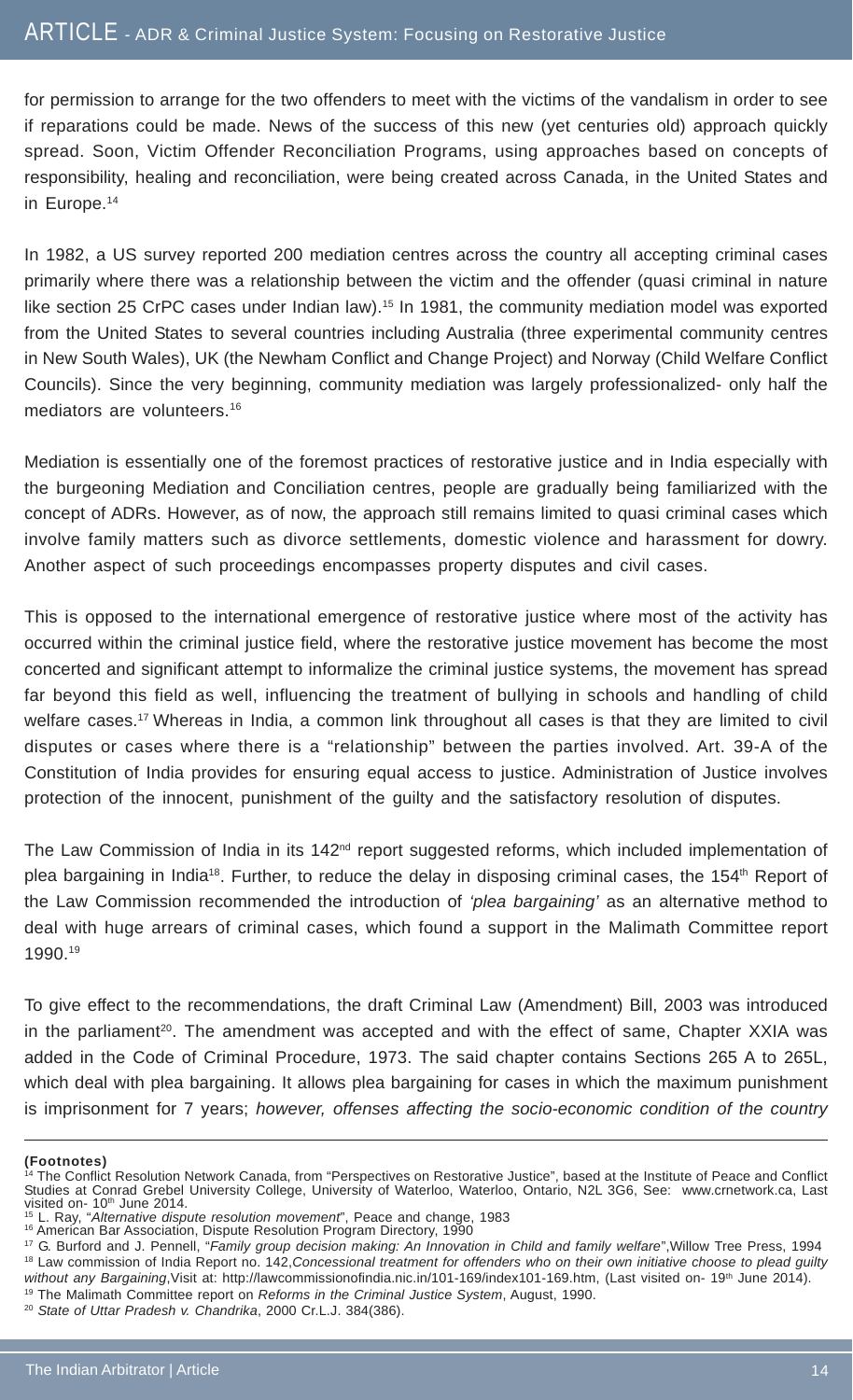for permission to arrange for the two offenders to meet with the victims of the vandalism in order to see if reparations could be made. News of the success of this new (yet centuries old) approach quickly spread. Soon, Victim Offender Reconciliation Programs, using approaches based on concepts of responsibility, healing and reconciliation, were being created across Canada, in the United States and in Europe.[14]

In 1982, a US survey reported 200 mediation centres across the country all accepting criminal cases primarily where there was a relationship between the victim and the offender (quasi criminal in nature like section 25 CrPC cases under Indian law).[15] In 1981, the community mediation model was exported from the United States to several countries including Australia (three experimental community centres in New South Wales), UK (the Newham Conflict and Change Project) and Norway (Child Welfare Conflict Councils). Since the very beginning, community mediation was largely professionalized- only half the mediators are volunteers.[16]

Mediation is essentially one of the foremost practices of restorative justice and in India especially with the burgeoning Mediation and Conciliation centres, people are gradually being familiarized with the concept of ADRs. However, as of now, the approach still remains limited to quasi criminal cases which involve family matters such as divorce settlements, domestic violence and harassment for dowry. Another aspect of such proceedings encompasses property disputes and civil cases.

This is opposed to the international emergence of restorative justice where most of the activity has occurred within the criminal justice field, where the restorative justice movement has become the most concerted and significant attempt to informalize the criminal justice systems, the movement has spread far beyond this field as well, influencing the treatment of bullying in schools and handling of child welfare cases.[17] Whereas in India, a common link throughout all cases is that they are limited to civil disputes or cases where there is a "relationship" between the parties involved. Art. 39-A of the Constitution of India provides for ensuring equal access to justice. Administration of Justice involves protection of the innocent, punishment of the guilty and the satisfactory resolution of disputes.

The Law Commission of India in its 142nd report suggested reforms, which included implementation of plea bargaining in India[18]. Further, to reduce the delay in disposing criminal cases, the 154th Report of the Law Commission recommended the introduction of *'plea bargaining'* as an alternative method to deal with huge arrears of criminal cases, which found a support in the Malimath Committee report 1990.[19]

To give effect to the recommendations, the draft Criminal Law (Amendment) Bill, 2003 was introduced in the parliament[20]. The amendment was accepted and with the effect of same, Chapter XXIA was added in the Code of Criminal Procedure, 1973. The said chapter contains Sections 265 A to 265L, which deal with plea bargaining. It allows plea bargaining for cases in which the maximum punishment is imprisonment for 7 years; *however, offenses affecting the socio-economic condition of the country*

---

**(Footnotes)**

[14] The Conflict Resolution Network Canada, from "Perspectives on Restorative Justice", based at the Institute of Peace and Conflict Studies at Conrad Grebel University College, University of Waterloo, Waterloo, Ontario, N2L 3G6, See: www.crnetwork.ca, Last visited on- 10th June 2014.

[15] L. Ray, "*Alternative dispute resolution movement*", Peace and change, 1983

[16] American Bar Association, Dispute Resolution Program Directory, 1990

[17] G. Burford and J. Pennell, "*Family group decision making: An Innovation in Child and family welfare*",Willow Tree Press, 1994

[18] Law commission of India Report no. 142,*Concessional treatment for offenders who on their own initiative choose to plead guilty without any Bargaining*,Visit at: http://lawcommissionofindia.nic.in/101-169/index101-169.htm, (Last visited on- 19th June 2014).

[19] The Malimath Committee report on *Reforms in the Criminal Justice System*, August, 1990.

[20] *State of Uttar Pradesh v. Chandrika*, 2000 Cr.L.J. 384(386).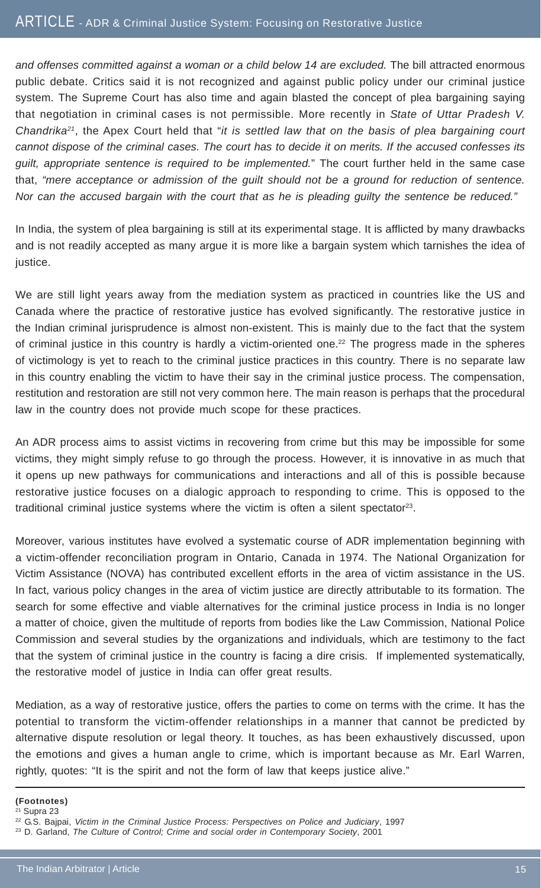*and offenses committed against a woman or a child below 14 are excluded.* The bill attracted enormous public debate. Critics said it is not recognized and against public policy under our criminal justice system. The Supreme Court has also time and again blasted the concept of plea bargaining saying that negotiation in criminal cases is not permissible. More recently in *State of Uttar Pradesh V. Chandrika*[21], the Apex Court held that "*it is settled law that on the basis of plea bargaining court cannot dispose of the criminal cases. The court has to decide it on merits. If the accused confesses its guilt, appropriate sentence is required to be implemented.*" The court further held in the same case that, *"mere acceptance or admission of the guilt should not be a ground for reduction of sentence. Nor can the accused bargain with the court that as he is pleading guilty the sentence be reduced."*

In India, the system of plea bargaining is still at its experimental stage. It is afflicted by many drawbacks and is not readily accepted as many argue it is more like a bargain system which tarnishes the idea of justice.

We are still light years away from the mediation system as practiced in countries like the US and Canada where the practice of restorative justice has evolved significantly. The restorative justice in the Indian criminal jurisprudence is almost non-existent. This is mainly due to the fact that the system of criminal justice in this country is hardly a victim-oriented one.[22] The progress made in the spheres of victimology is yet to reach to the criminal justice practices in this country. There is no separate law in this country enabling the victim to have their say in the criminal justice process. The compensation, restitution and restoration are still not very common here. The main reason is perhaps that the procedural law in the country does not provide much scope for these practices.

An ADR process aims to assist victims in recovering from crime but this may be impossible for some victims, they might simply refuse to go through the process. However, it is innovative in as much that it opens up new pathways for communications and interactions and all of this is possible because restorative justice focuses on a dialogic approach to responding to crime. This is opposed to the traditional criminal justice systems where the victim is often a silent spectator[23].

Moreover, various institutes have evolved a systematic course of ADR implementation beginning with a victim-offender reconciliation program in Ontario, Canada in 1974. The National Organization for Victim Assistance (NOVA) has contributed excellent efforts in the area of victim assistance in the US. In fact, various policy changes in the area of victim justice are directly attributable to its formation. The search for some effective and viable alternatives for the criminal justice process in India is no longer a matter of choice, given the multitude of reports from bodies like the Law Commission, National Police Commission and several studies by the organizations and individuals, which are testimony to the fact that the system of criminal justice in the country is facing a dire crisis. If implemented systematically, the restorative model of justice in India can offer great results.

Mediation, as a way of restorative justice, offers the parties to come on terms with the crime. It has the potential to transform the victim-offender relationships in a manner that cannot be predicted by alternative dispute resolution or legal theory. It touches, as has been exhaustively discussed, upon the emotions and gives a human angle to crime, which is important because as Mr. Earl Warren, rightly, quotes: "It is the spirit and not the form of law that keeps justice alive."

---

**(Footnotes)**

[21] Supra 23

[22] G.S. Bajpai, *Victim in the Criminal Justice Process: Perspectives on Police and Judiciary*, 1997

[23] D. Garland, *The Culture of Control; Crime and social order in Contemporary Society*, 2001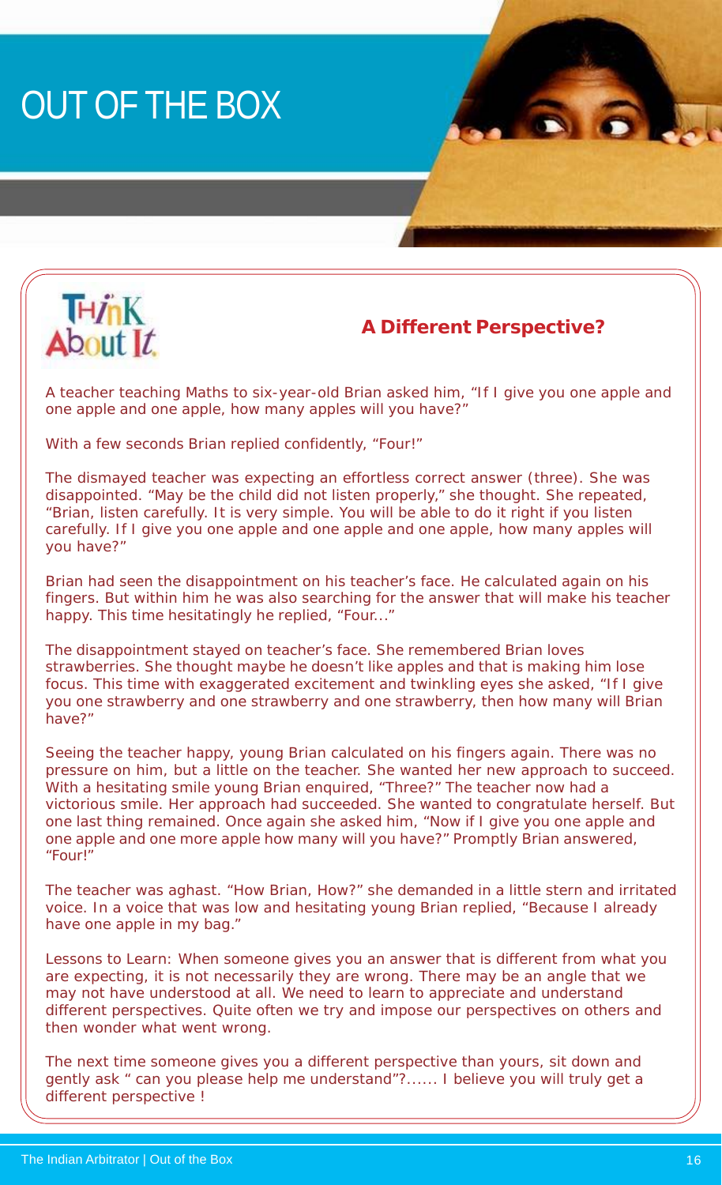# OUT OF THE BOX

Think About It

## A Different Perspective?

A teacher teaching Maths to six-year-old Brian asked him, "If I give you one apple and one apple and one apple, how many apples will you have?"

With a few seconds Brian replied confidently, "Four!"

The dismayed teacher was expecting an effortless correct answer (three). She was disappointed. "May be the child did not listen properly," she thought. She repeated, "Brian, listen carefully. It is very simple. You will be able to do it right if you listen carefully. If I give you one apple and one apple and one apple, how many apples will you have?"

Brian had seen the disappointment on his teacher's face. He calculated again on his fingers. But within him he was also searching for the answer that will make his teacher happy. This time hesitatingly he replied, "Four..."

The disappointment stayed on teacher's face. She remembered Brian loves strawberries. She thought maybe he doesn't like apples and that is making him lose focus. This time with exaggerated excitement and twinkling eyes she asked, "If I give you one strawberry and one strawberry and one strawberry, then how many will Brian have?"

Seeing the teacher happy, young Brian calculated on his fingers again. There was no pressure on him, but a little on the teacher. She wanted her new approach to succeed. With a hesitating smile young Brian enquired, "Three?" The teacher now had a victorious smile. Her approach had succeeded. She wanted to congratulate herself. But one last thing remained. Once again she asked him, "Now if I give you one apple and one apple and one more apple how many will you have?" Promptly Brian answered, "Four!"

The teacher was aghast. "How Brian, How?" she demanded in a little stern and irritated voice. In a voice that was low and hesitating young Brian replied, "Because I already have one apple in my bag."

Lessons to Learn: When someone gives you an answer that is different from what you are expecting, it is not necessarily they are wrong. There may be an angle that we may not have understood at all. We need to learn to appreciate and understand different perspectives. Quite often we try and impose our perspectives on others and then wonder what went wrong.

The next time someone gives you a different perspective than yours, sit down and gently ask " can you please help me understand"?...... I believe you will truly get a different perspective !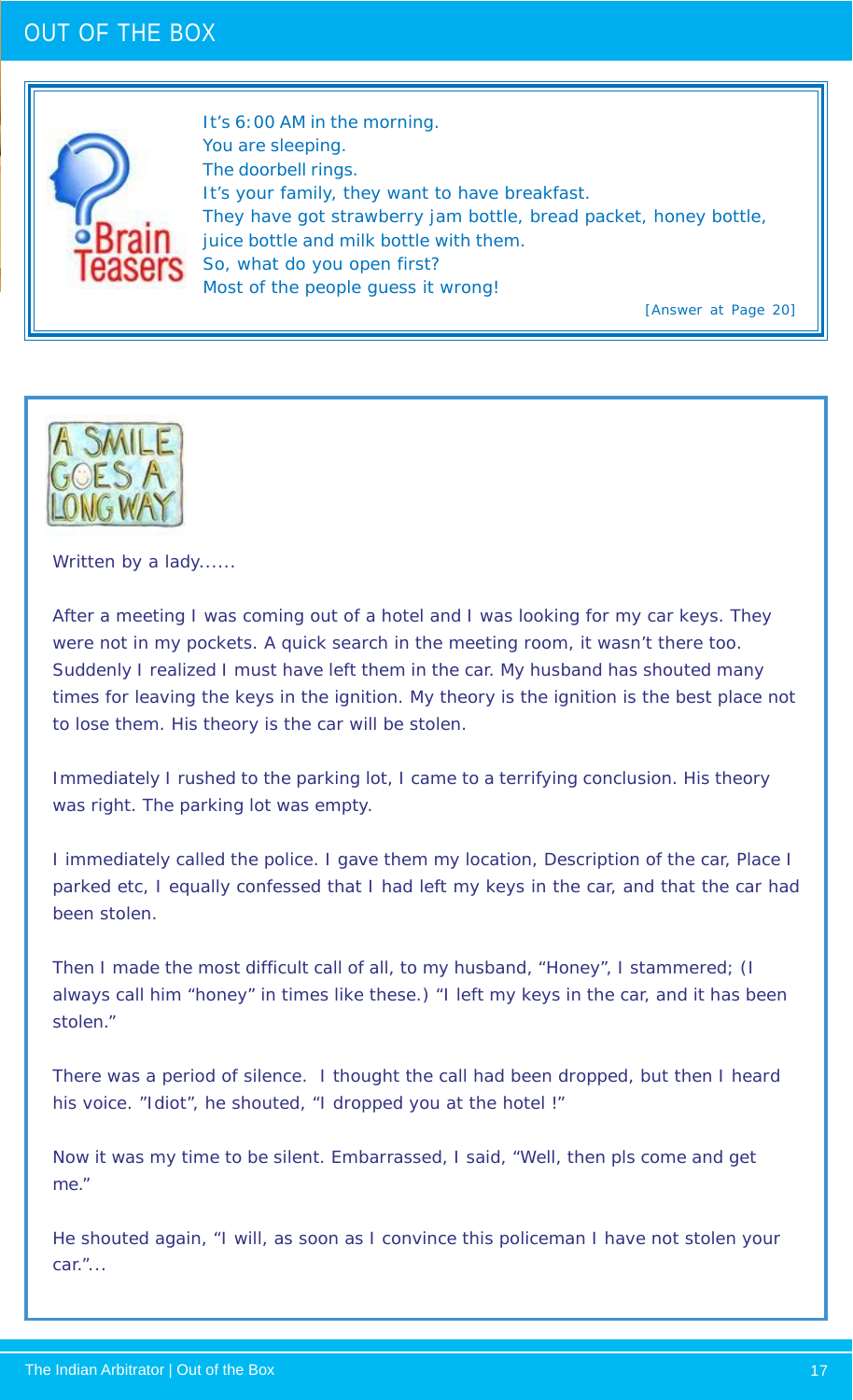# OUT OF THE BOX

## Brain Teasers

It's 6:00 AM in the morning.
You are sleeping.
The doorbell rings.
It's your family, they want to have breakfast.
They have got strawberry jam bottle, bread packet, honey bottle, juice bottle and milk bottle with them.
So, what do you open first?
Most of the people guess it wrong!

[Answer at Page 20]

## A SMILE GOES A LONG WAY

Written by a lady......

After a meeting I was coming out of a hotel and I was looking for my car keys. They were not in my pockets. A quick search in the meeting room, it wasn't there too. Suddenly I realized I must have left them in the car. My husband has shouted many times for leaving the keys in the ignition. My theory is the ignition is the best place not to lose them. His theory is the car will be stolen.

Immediately I rushed to the parking lot, I came to a terrifying conclusion. His theory was right. The parking lot was empty.

I immediately called the police. I gave them my location, Description of the car, Place I parked etc, I equally confessed that I had left my keys in the car, and that the car had been stolen.

Then I made the most difficult call of all, to my husband, "Honey", I stammered; (I always call him "honey" in times like these.) "I left my keys in the car, and it has been stolen."

There was a period of silence. I thought the call had been dropped, but then I heard his voice. "Idiot", he shouted, "I dropped you at the hotel !"

Now it was my time to be silent. Embarrassed, I said, "Well, then pls come and get me."

He shouted again, "I will, as soon as I convince this policeman I have not stolen your car."...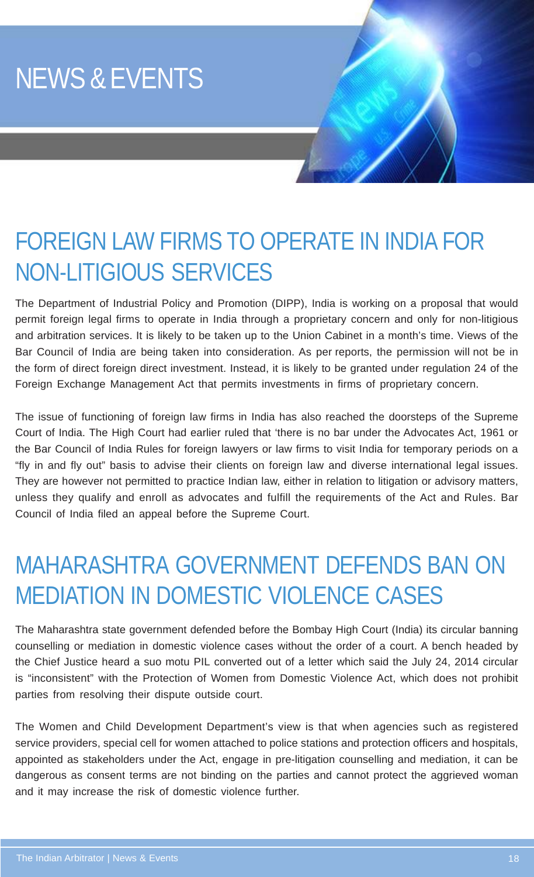# NEWS & EVENTS

## FOREIGN LAW FIRMS TO OPERATE IN INDIA FOR NON-LITIGIOUS SERVICES

The Department of Industrial Policy and Promotion (DIPP), India is working on a proposal that would permit foreign legal firms to operate in India through a proprietary concern and only for non-litigious and arbitration services. It is likely to be taken up to the Union Cabinet in a month's time. Views of the Bar Council of India are being taken into consideration. As per reports, the permission will not be in the form of direct foreign direct investment. Instead, it is likely to be granted under regulation 24 of the Foreign Exchange Management Act that permits investments in firms of proprietary concern.

The issue of functioning of foreign law firms in India has also reached the doorsteps of the Supreme Court of India. The High Court had earlier ruled that 'there is no bar under the Advocates Act, 1961 or the Bar Council of India Rules for foreign lawyers or law firms to visit India for temporary periods on a "fly in and fly out" basis to advise their clients on foreign law and diverse international legal issues. They are however not permitted to practice Indian law, either in relation to litigation or advisory matters, unless they qualify and enroll as advocates and fulfill the requirements of the Act and Rules. Bar Council of India filed an appeal before the Supreme Court.

## MAHARASHTRA GOVERNMENT DEFENDS BAN ON MEDIATION IN DOMESTIC VIOLENCE CASES

The Maharashtra state government defended before the Bombay High Court (India) its circular banning counselling or mediation in domestic violence cases without the order of a court. A bench headed by the Chief Justice heard a suo motu PIL converted out of a letter which said the July 24, 2014 circular is "inconsistent" with the Protection of Women from Domestic Violence Act, which does not prohibit parties from resolving their dispute outside court.

The Women and Child Development Department's view is that when agencies such as registered service providers, special cell for women attached to police stations and protection officers and hospitals, appointed as stakeholders under the Act, engage in pre-litigation counselling and mediation, it can be dangerous as consent terms are not binding on the parties and cannot protect the aggrieved woman and it may increase the risk of domestic violence further.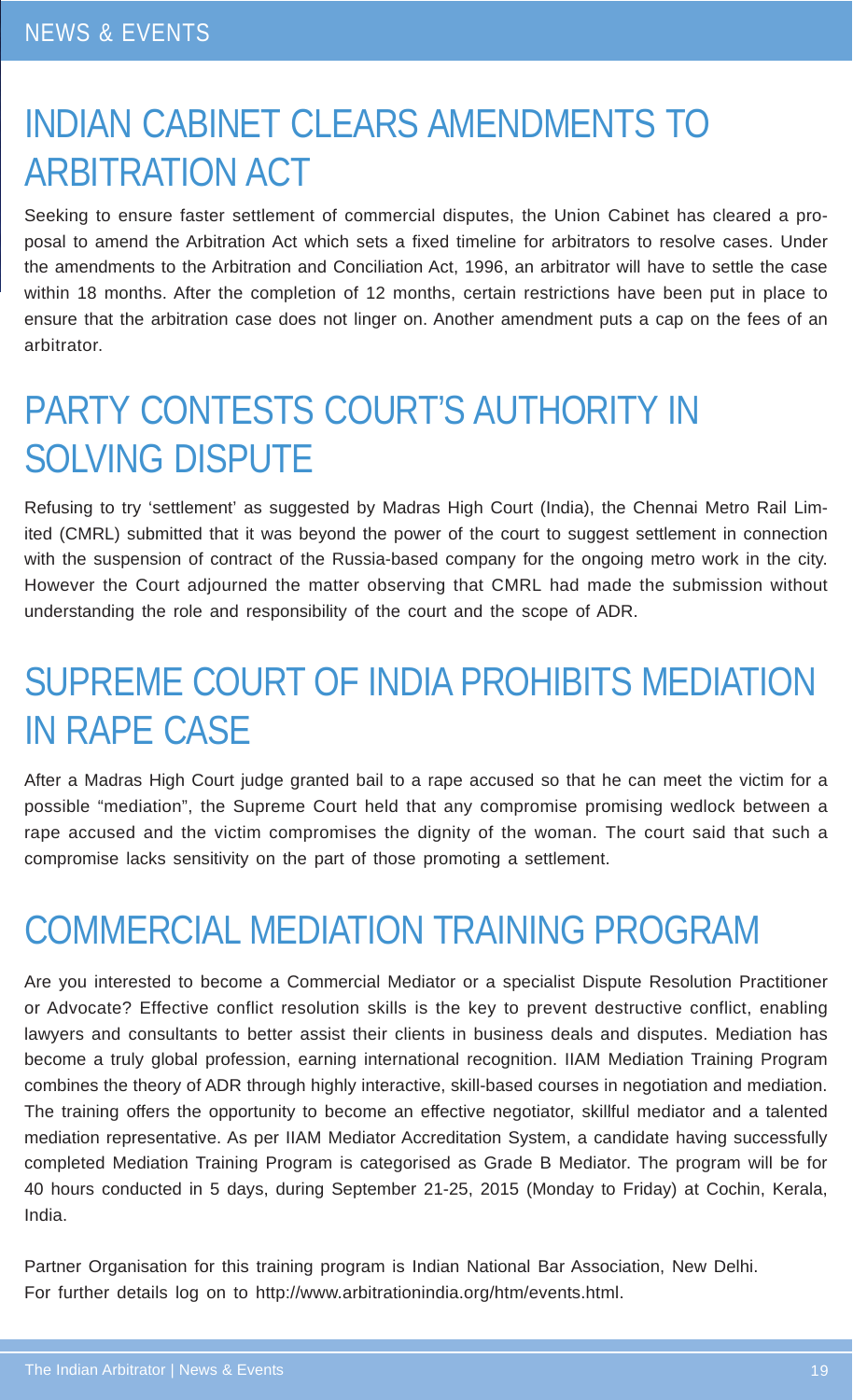# INDIAN CABINET CLEARS AMENDMENTS TO ARBITRATION ACT

Seeking to ensure faster settlement of commercial disputes, the Union Cabinet has cleared a proposal to amend the Arbitration Act which sets a fixed timeline for arbitrators to resolve cases. Under the amendments to the Arbitration and Conciliation Act, 1996, an arbitrator will have to settle the case within 18 months. After the completion of 12 months, certain restrictions have been put in place to ensure that the arbitration case does not linger on. Another amendment puts a cap on the fees of an arbitrator.

# PARTY CONTESTS COURT'S AUTHORITY IN SOLVING DISPUTE

Refusing to try 'settlement' as suggested by Madras High Court (India), the Chennai Metro Rail Limited (CMRL) submitted that it was beyond the power of the court to suggest settlement in connection with the suspension of contract of the Russia-based company for the ongoing metro work in the city. However the Court adjourned the matter observing that CMRL had made the submission without understanding the role and responsibility of the court and the scope of ADR.

# SUPREME COURT OF INDIA PROHIBITS MEDIATION IN RAPE CASE

After a Madras High Court judge granted bail to a rape accused so that he can meet the victim for a possible "mediation", the Supreme Court held that any compromise promising wedlock between a rape accused and the victim compromises the dignity of the woman. The court said that such a compromise lacks sensitivity on the part of those promoting a settlement.

# COMMERCIAL MEDIATION TRAINING PROGRAM

Are you interested to become a Commercial Mediator or a specialist Dispute Resolution Practitioner or Advocate? Effective conflict resolution skills is the key to prevent destructive conflict, enabling lawyers and consultants to better assist their clients in business deals and disputes. Mediation has become a truly global profession, earning international recognition. IIAM Mediation Training Program combines the theory of ADR through highly interactive, skill-based courses in negotiation and mediation. The training offers the opportunity to become an effective negotiator, skillful mediator and a talented mediation representative. As per IIAM Mediator Accreditation System, a candidate having successfully completed Mediation Training Program is categorised as Grade B Mediator. The program will be for 40 hours conducted in 5 days, during September 21-25, 2015 (Monday to Friday) at Cochin, Kerala, India.

Partner Organisation for this training program is Indian National Bar Association, New Delhi.
For further details log on to http://www.arbitrationindia.org/htm/events.html.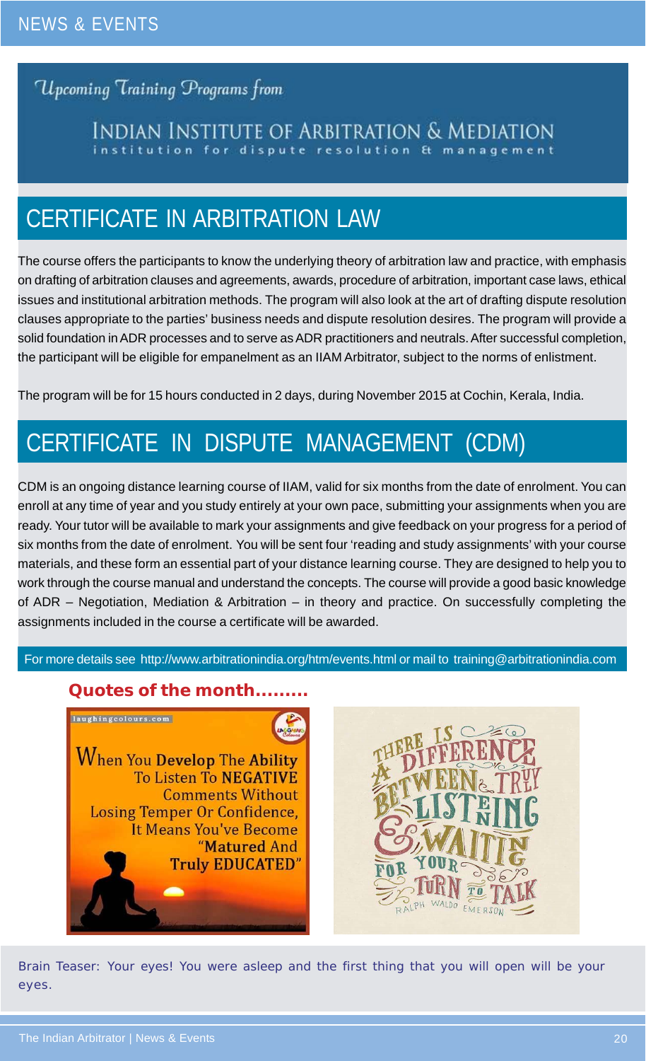NEWS & EVENTS

*Upcoming Training Programs from*

INDIAN INSTITUTE OF ARBITRATION & MEDIATION
institution for dispute resolution & management

## CERTIFICATE IN ARBITRATION LAW

The course offers the participants to know the underlying theory of arbitration law and practice, with emphasis on drafting of arbitration clauses and agreements, awards, procedure of arbitration, important case laws, ethical issues and institutional arbitration methods. The program will also look at the art of drafting dispute resolution clauses appropriate to the parties' business needs and dispute resolution desires. The program will provide a solid foundation in ADR processes and to serve as ADR practitioners and neutrals. After successful completion, the participant will be eligible for empanelment as an IIAM Arbitrator, subject to the norms of enlistment.

The program will be for 15 hours conducted in 2 days, during November 2015 at Cochin, Kerala, India.

## CERTIFICATE IN DISPUTE MANAGEMENT (CDM)

CDM is an ongoing distance learning course of IIAM, valid for six months from the date of enrolment. You can enroll at any time of year and you study entirely at your own pace, submitting your assignments when you are ready. Your tutor will be available to mark your assignments and give feedback on your progress for a period of six months from the date of enrolment. You will be sent four 'reading and study assignments' with your course materials, and these form an essential part of your distance learning course. They are designed to help you to work through the course manual and understand the concepts. The course will provide a good basic knowledge of ADR – Negotiation, Mediation & Arbitration – in theory and practice. On successfully completing the assignments included in the course a certificate will be awarded.

For more details see http://www.arbitrationindia.org/htm/events.html or mail to training@arbitrationindia.com

**Quotes of the month.........**

When You Develop The Ability To Listen To NEGATIVE Comments Without Losing Temper Or Confidence, It Means You've Become "Matured And Truly EDUCATED"

There is a difference between truly listening & waiting for your turn to talk – Ralph Waldo Emerson

Brain Teaser: Your eyes! You were asleep and the first thing that you will open will be your eyes.